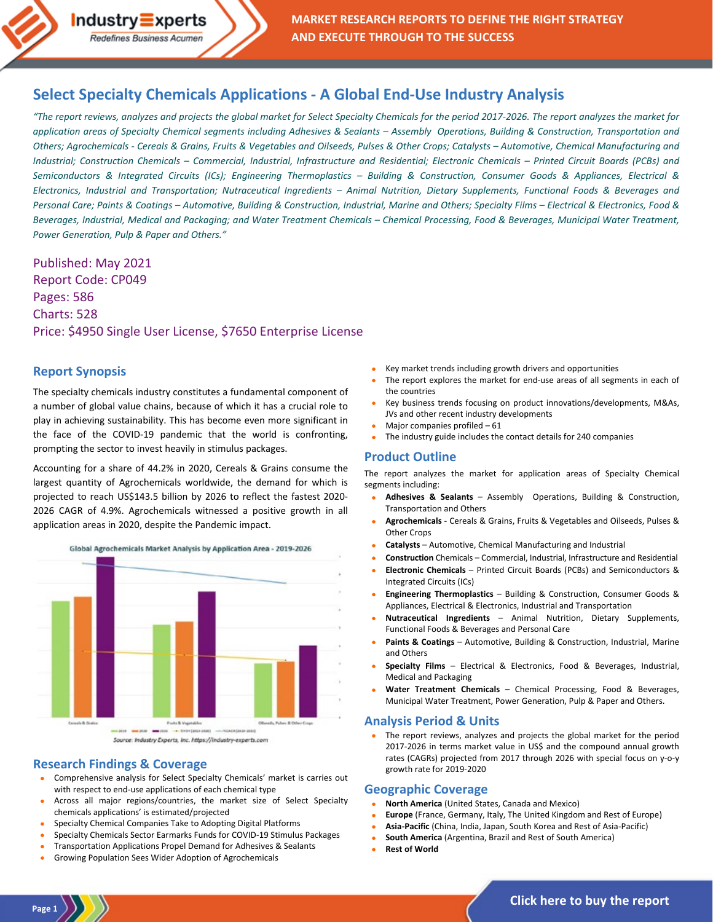# Select Specialty Chemicals Applications - A Global End-Use Industry Analysis

*"The report reviews, analyzes and projects the global market for Select Specialty Chemicals for the period 2017-2026. The report analyzes the market for application areas of Specialty Chemical segments including Adhesives & Sealants – Assembly Operations, Building & Construction, Transportation and Others; Agrochemicals - Cereals & Grains, Fruits & Vegetables and Oilseeds, Pulses & Other Crops; Catalysts – Automotive, Chemical Manufacturing and Industrial; Construction Chemicals – Commercial, Industrial, Infrastructure and Residential; Electronic Chemicals – Printed Circuit Boards (PCBs) and Semiconductors & Integrated Circuits (ICs); Engineering Thermoplastics – Building & Construction, Consumer Goods & Appliances, Electrical & Electronics, Industrial and Transportation; Nutraceutical Ingredients – Animal Nutrition, Dietary Supplements, Functional Foods & Beverages and Personal Care; Paints & Coatings – Automotive, Building & Construction, Industrial, Marine and Others; Specialty Films – Electrical & Electronics, Food & Beverages, Industrial, Medical and Packaging; and Water Treatment Chemicals – Chemical Processing, Food & Beverages, Municipal Water Treatment, Power Generation, Pulp & Paper and Others."*

Published: May 2021
Report Code: CP049
Pages: 586
Charts: 528
Price: $4950 Single User License, $7650 Enterprise License

## Report Synopsis

The specialty chemicals industry constitutes a fundamental component of a number of global value chains, because of which it has a crucial role to play in achieving sustainability. This has become even more significant in the face of the COVID-19 pandemic that the world is confronting, prompting the sector to invest heavily in stimulus packages.

Accounting for a share of 44.2% in 2020, Cereals & Grains consume the largest quantity of Agrochemicals worldwide, the demand for which is projected to reach US$143.5 billion by 2026 to reflect the fastest 2020-2026 CAGR of 4.9%. Agrochemicals witnessed a positive growth in all application areas in 2020, despite the Pandemic impact.

Global Agrochemicals Market Analysis by Application Area - 2019-2026

Source: Industry Experts, Inc. https://industry-experts.com

## Research Findings & Coverage

- Comprehensive analysis for Select Specialty Chemicals' market is carries out with respect to end-use applications of each chemical type
- Across all major regions/countries, the market size of Select Specialty chemicals applications' is estimated/projected
- Specialty Chemical Companies Take to Adopting Digital Platforms
- Specialty Chemicals Sector Earmarks Funds for COVID-19 Stimulus Packages
- Transportation Applications Propel Demand for Adhesives & Sealants
- Growing Population Sees Wider Adoption of Agrochemicals
- Key market trends including growth drivers and opportunities
- The report explores the market for end-use areas of all segments in each of the countries
- Key business trends focusing on product innovations/developments, M&As, JVs and other recent industry developments
- Major companies profiled – 61
- The industry guide includes the contact details for 240 companies

## Product Outline

The report analyzes the market for application areas of Specialty Chemical segments including:

- **Adhesives & Sealants** – Assembly Operations, Building & Construction, Transportation and Others
- **Agrochemicals** - Cereals & Grains, Fruits & Vegetables and Oilseeds, Pulses & Other Crops
- **Catalysts** – Automotive, Chemical Manufacturing and Industrial
- **Construction** Chemicals – Commercial, Industrial, Infrastructure and Residential
- **Electronic Chemicals** – Printed Circuit Boards (PCBs) and Semiconductors & Integrated Circuits (ICs)
- **Engineering Thermoplastics** – Building & Construction, Consumer Goods & Appliances, Electrical & Electronics, Industrial and Transportation
- **Nutraceutical Ingredients** – Animal Nutrition, Dietary Supplements, Functional Foods & Beverages and Personal Care
- **Paints & Coatings** – Automotive, Building & Construction, Industrial, Marine and Others
- **Specialty Films** – Electrical & Electronics, Food & Beverages, Industrial, Medical and Packaging
- **Water Treatment Chemicals** – Chemical Processing, Food & Beverages, Municipal Water Treatment, Power Generation, Pulp & Paper and Others.

## Analysis Period & Units

- The report reviews, analyzes and projects the global market for the period 2017-2026 in terms market value in US$ and the compound annual growth rates (CAGRs) projected from 2017 through 2026 with special focus on y-o-y growth rate for 2019-2020

## Geographic Coverage

- **North America** (United States, Canada and Mexico)
- **Europe** (France, Germany, Italy, The United Kingdom and Rest of Europe)
- **Asia-Pacific** (China, India, Japan, South Korea and Rest of Asia-Pacific)
- **South America** (Argentina, Brazil and Rest of South America)
- **Rest of World**

Click here to buy the report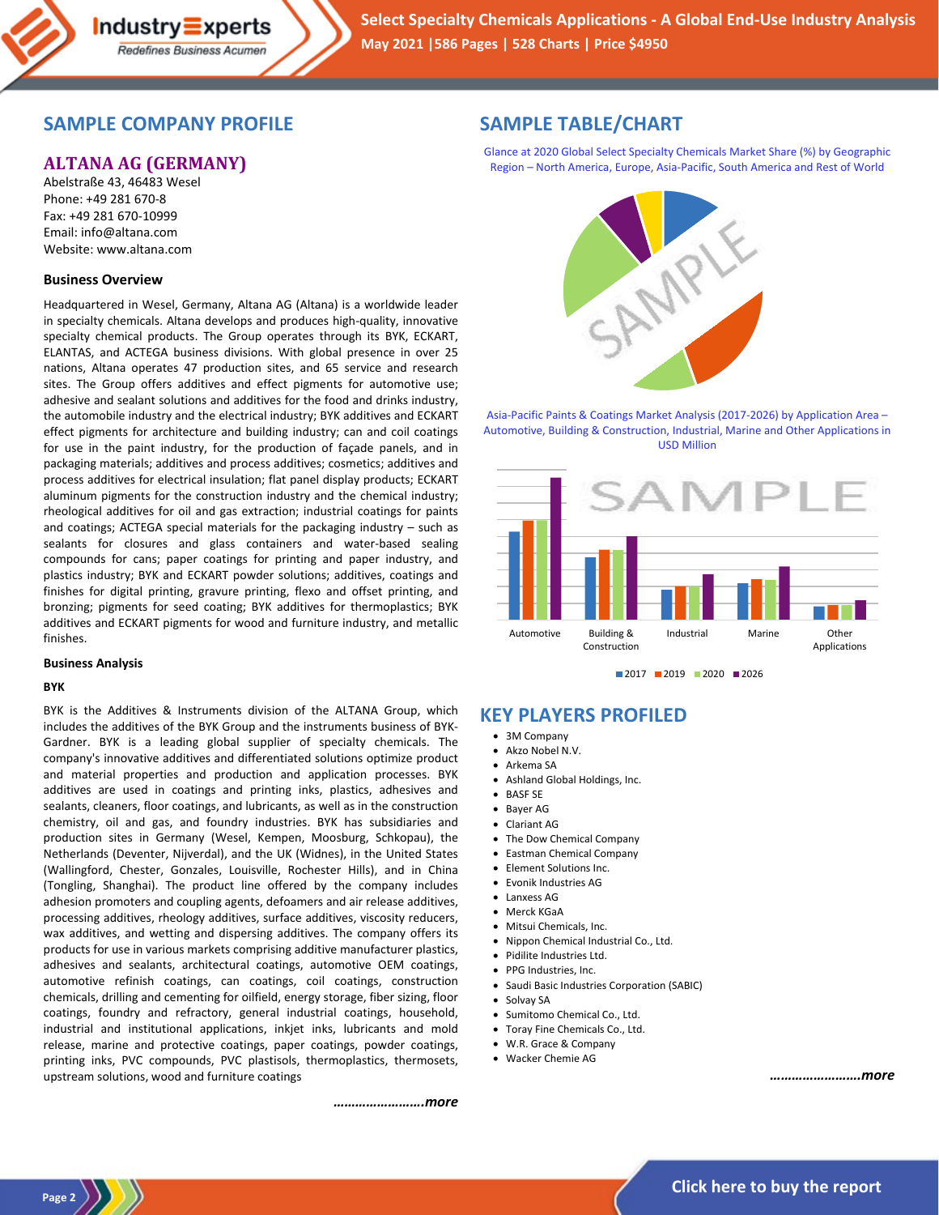## SAMPLE COMPANY PROFILE

### ALTANA AG (GERMANY)

Abelstraße 43, 46483 Wesel
Phone: +49 281 670-8
Fax: +49 281 670-10999
Email: info@altana.com
Website: www.altana.com

**Business Overview**

Headquartered in Wesel, Germany, Altana AG (Altana) is a worldwide leader in specialty chemicals. Altana develops and produces high-quality, innovative specialty chemical products. The Group operates through its BYK, ECKART, ELANTAS, and ACTEGA business divisions. With global presence in over 25 nations, Altana operates 47 production sites, and 65 service and research sites. The Group offers additives and effect pigments for automotive use; adhesive and sealant solutions and additives for the food and drinks industry, the automobile industry and the electrical industry; BYK additives and ECKART effect pigments for architecture and building industry; can and coil coatings for use in the paint industry, for the production of façade panels, and in packaging materials; additives and process additives; cosmetics; additives and process additives for electrical insulation; flat panel display products; ECKART aluminum pigments for the construction industry and the chemical industry; rheological additives for oil and gas extraction; industrial coatings for paints and coatings; ACTEGA special materials for the packaging industry – such as sealants for closures and glass containers and water-based sealing compounds for cans; paper coatings for printing and paper industry, and plastics industry; BYK and ECKART powder solutions; additives, coatings and finishes for digital printing, gravure printing, flexo and offset printing, and bronzing; pigments for seed coating; BYK additives for thermoplastics; BYK additives and ECKART pigments for wood and furniture industry, and metallic finishes.

**Business Analysis**

**BYK**

BYK is the Additives & Instruments division of the ALTANA Group, which includes the additives of the BYK Group and the instruments business of BYK-Gardner. BYK is a leading global supplier of specialty chemicals. The company's innovative additives and differentiated solutions optimize product and material properties and production and application processes. BYK additives are used in coatings and printing inks, plastics, adhesives and sealants, cleaners, floor coatings, and lubricants, as well as in the construction chemistry, oil and gas, and foundry industries. BYK has subsidiaries and production sites in Germany (Wesel, Kempen, Moosburg, Schkopau), the Netherlands (Deventer, Nijverdal), and the UK (Widnes), in the United States (Wallingford, Chester, Gonzales, Louisville, Rochester Hills), and in China (Tongling, Shanghai). The product line offered by the company includes adhesion promoters and coupling agents, defoamers and air release additives, processing additives, rheology additives, surface additives, viscosity reducers, wax additives, and wetting and dispersing additives. The company offers its products for use in various markets comprising additive manufacturer plastics, adhesives and sealants, architectural coatings, automotive OEM coatings, automotive refinish coatings, can coatings, coil coatings, construction chemicals, drilling and cementing for oilfield, energy storage, fiber sizing, floor coatings, foundry and refractory, general industrial coatings, household, industrial and institutional applications, inkjet inks, lubricants and mold release, marine and protective coatings, paper coatings, powder coatings, printing inks, PVC compounds, PVC plastisols, thermoplastics, thermosets, upstream solutions, wood and furniture coatings

*……………………more*

## SAMPLE TABLE/CHART

Glance at 2020 Global Select Specialty Chemicals Market Share (%) by Geographic Region – North America, Europe, Asia-Pacific, South America and Rest of World

Asia-Pacific Paints & Coatings Market Analysis (2017-2026) by Application Area – Automotive, Building & Construction, Industrial, Marine and Other Applications in USD Million

## KEY PLAYERS PROFILED

- 3M Company
- Akzo Nobel N.V.
- Arkema SA
- Ashland Global Holdings, Inc.
- BASF SE
- Bayer AG
- Clariant AG
- The Dow Chemical Company
- Eastman Chemical Company
- Element Solutions Inc.
- Evonik Industries AG
- Lanxess AG
- Merck KGaA
- Mitsui Chemicals, Inc.
- Nippon Chemical Industrial Co., Ltd.
- Pidilite Industries Ltd.
- PPG Industries, Inc.
- Saudi Basic Industries Corporation (SABIC)
- Solvay SA
- Sumitomo Chemical Co., Ltd.
- Toray Fine Chemicals Co., Ltd.
- W.R. Grace & Company
- Wacker Chemie AG

*……………………more*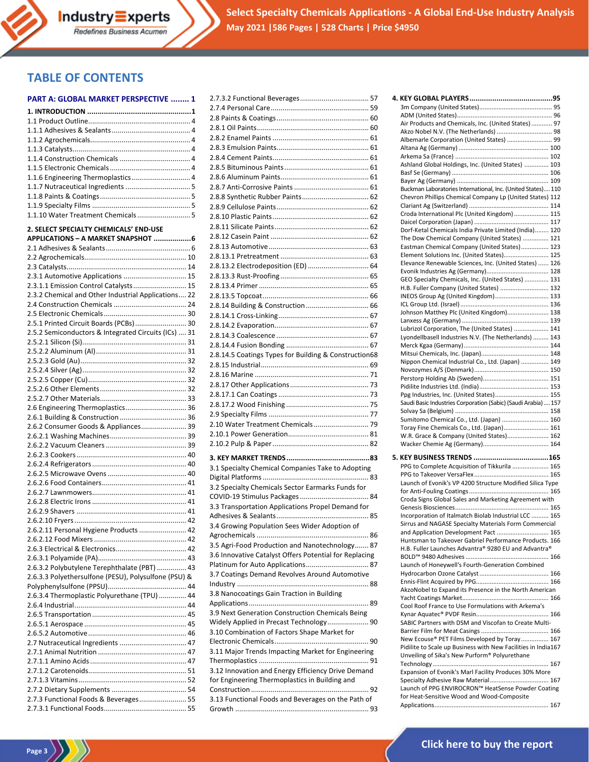# TABLE OF CONTENTS

**PART A: GLOBAL MARKET PERSPECTIVE ........ 1**

**1. INTRODUCTION ................................................1**
1.1 Product Outline................................................... 4
1.1.1 Adhesives & Sealants........................................ 4
1.1.2 Agrochemicals................................................... 4
1.1.3 Catalysts............................................................ 4
1.1.4 Construction Chemicals .................................... 4
1.1.5 Electronic Chemicals......................................... 4
1.1.6 Engineering Thermoplastics.............................. 4
1.1.7 Nutraceutical Ingredients ................................. 5
1.1.8 Paints & Coatings.............................................. 5
1.1.9 Specialty Films .................................................. 5
1.1.10 Water Treatment Chemicals............................ 5

**2. SELECT SPECIALTY CHEMICALS' END-USE APPLICATIONS – A MARKET SNAPSHOT .................6**
2.1 Adhesives & Sealants........................................... 6
2.2 Agrochemicals.................................................... 10
2.3 Catalysts............................................................. 14
2.3.1 Automotive Applications ................................ 15
2.3.1.1 Emission Control Catalysts........................... 15
2.3.2 Chemical and Other Industrial Applications.... 22
2.4 Construction Chemicals ..................................... 24
2.5 Electronic Chemicals.......................................... 30
2.5.1 Printed Circuit Boards (PCBs).......................... 30
2.5.2 Semiconductors & Integrated Circuits (ICs) .... 31
2.5.2.1 Silicon (Si)..................................................... 31
2.5.2.2 Aluminum (Al).............................................. 31
2.5.2.3 Gold (Au)...................................................... 32
2.5.2.4 Silver (Ag)..................................................... 32
2.5.2.5 Copper (Cu).................................................. 32
2.5.2.6 Other Elements............................................ 32
2.5.2.7 Other Materials............................................ 33
2.6 Engineering Thermoplastics............................... 36
2.6.1 Building & Construction.................................. 36
2.6.2 Consumer Goods & Appliances....................... 39
2.6.2.1 Washing Machines....................................... 39
2.6.2.2 Vacuum Cleaners ......................................... 39
2.6.2.3 Cookers........................................................ 40
2.6.2.4 Refrigerators................................................ 40
2.6.2.5 Microwave Ovens ........................................ 40
2.6.2.6 Food Containers........................................... 41
2.6.2.7 Lawnmowers................................................ 41
2.6.2.8 Electric Irons ................................................ 41
2.6.2.9 Shavers ........................................................ 41
2.6.2.10 Fryers......................................................... 42
2.6.2.11 Personal Hygiene Products ........................ 42
2.6.2.12 Food Mixers ............................................... 42
2.6.3 Electrical & Electronics.................................... 42
2.6.3.1 Polyamide (PA)............................................. 43
2.6.3.2 Polybutylene Terephthalate (PBT) ............... 43
2.6.3.3 Polyethersulfone (PESU), Polysulfone (PSU) & Polyphenylsulfone (PPSU)....................................... 44
2.6.3.4 Thermoplastic Polyurethane (TPU) .............. 44
2.6.4 Industrial......................................................... 44
2.6.5 Transportation ................................................ 45
2.6.5.1 Aerospace .................................................... 45
2.6.5.2 Automotive .................................................. 46
2.7 Nutraceutical Ingredients .................................. 47
2.7.1 Animal Nutrition ............................................. 47
2.7.1.1 Amino Acids ................................................. 47
2.7.1.2 Carotenoids.................................................. 51
2.7.1.3 Vitamins....................................................... 52
2.7.2 Dietary Supplements ...................................... 54
2.7.3 Functional Foods & Beverages........................ 55
2.7.3.1 Functional Foods.......................................... 55
2.7.3.2 Functional Beverages................................... 57
2.7.4 Personal Care.................................................. 59
2.8 Paints & Coatings............................................... 60
2.8.1 Oil Paints......................................................... 60
2.8.2 Enamel Paints ................................................. 61
2.8.3 Emulsion Paints............................................... 61
2.8.4 Cement Paints................................................. 61
2.8.5 Bituminous Paints........................................... 61
2.8.6 Aluminum Paints............................................. 61
2.8.7 Anti-Corrosive Paints ...................................... 61
2.8.8 Synthetic Rubber Paints.................................. 62
2.8.9 Cellulose Paints............................................... 62
2.8.10 Plastic Paints................................................. 62
2.8.11 Silicate Paints................................................ 62
2.8.12 Casein Paint .................................................. 62
2.8.13 Automotive................................................... 63
2.8.13.1 Pretreatment ............................................. 63
2.8.13.2 Electrodeposition (ED) ............................... 64
2.8.13.3 Rust-Proofing............................................. 65
2.8.13.4 Primer ........................................................ 65
2.8.13.5 Topcoat...................................................... 66
2.8.14 Building & Construction................................ 66
2.8.14.1 Cross-Linking.............................................. 67
2.8.14.2 Evaporation................................................ 67
2.8.14.3 Coalescence ............................................... 67
2.8.14.4 Fusion Bonding .......................................... 67
2.8.14.5 Coatings Types for Building & Construction68
2.8.15 Industrial....................................................... 69
2.8.16 Marine .......................................................... 71
2.8.17 Other Applications........................................ 73
2.8.17.1 Can Coatings .............................................. 73
2.8.17.2 Wood Finishing .......................................... 75
2.9 Specialty Films ................................................... 77
2.10 Water Treatment Chemicals............................ 79
2.10.1 Power Generation......................................... 81
2.10.2 Pulp & Paper................................................. 82

**3. KEY MARKET TRENDS........................................83**
3.1 Specialty Chemical Companies Take to Adopting Digital Platforms ..................................................... 83
3.2 Specialty Chemicals Sector Earmarks Funds for COVID-19 Stimulus Packages.................................. 84
3.3 Transportation Applications Propel Demand for Adhesives & Sealants............................................... 85
3.4 Growing Population Sees Wider Adoption of Agrochemicals ........................................................ 86
3.5 Agri-Food Production and Nanotechnology....... 87
3.6 Innovative Catalyst Offers Potential for Replacing Platinum for Auto Applications................................ 87
3.7 Coatings Demand Revolves Around Automotive Industry .................................................................. 88
3.8 Nanocoatings Gain Traction in Building Applications............................................................ 89
3.9 Next Generation Construction Chemicals Being Widely Applied in Precast Technology..................... 90
3.10 Combination of Factors Shape Market for Electronic Chemicals............................................... 90
3.11 Major Trends Impacting Market for Engineering Thermoplastics ....................................................... 91
3.12 Innovation and Energy Efficiency Drive Demand for Engineering Thermoplastics in Building and Construction ........................................................... 92
3.13 Functional Foods and Beverages on the Path of Growth ................................................................... 93

**4. KEY GLOBAL PLAYERS........................................95**
3m Company (United States)......................................... 95
ADM (United States)...................................................... 96
Air Products and Chemicals, Inc. (United States) ........... 97
Akzo Nobel N.V. (The Netherlands) ................................ 98
Albemarle Corporation (United States) .......................... 99
Altana Ag (Germany) ................................................... 100
Arkema Sa (France) ..................................................... 102
Ashland Global Holdings, Inc. (United States) .............. 103
Basf Se (Germany) ....................................................... 106
Bayer Ag (Germany) .................................................... 109
Buckman Laboratories International, Inc. (United States).... 110
Chevron Phillips Chemical Company Lp (United States) 112
Clariant Ag (Switzerland) ............................................. 114
Croda International Plc (United Kingdom) .................... 115
Daicel Corporation (Japan) .......................................... 117
Dorf-Ketal Chemicals India Private Limited (India)........ 120
The Dow Chemical Company (United States) .............. 121
Eastman Chemical Company (United States)................ 123
Element Solutions Inc. (United States).......................... 125
Elevance Renewable Sciences, Inc. (United States) ...... 126
Evonik Industries Ag (Germany).................................... 128
GEO Specialty Chemicals, Inc. (United States) ............. 131
H.B. Fuller Company (United States) ........................... 132
INEOS Group Ag (United Kingdom)............................... 133
ICL Group Ltd. (Israel).................................................. 136
Johnson Matthey Plc (United Kingdom)........................ 138
Lanxess Ag (Germany) ................................................. 139
Lubrizol Corporation, The (United States) .................... 141
Lyondellbasell Industries N.V. (The Netherlands) ......... 143
Merck Kgaa (Germany)................................................. 144
Mitsui Chemicals, Inc. (Japan)...................................... 148
Nippon Chemical Industrial Co., Ltd. (Japan) ................ 149
Novozymes A/S (Denmark)........................................... 150
Perstorp Holding Ab (Sweden)...................................... 151
Pidilite Industries Ltd. (India)........................................ 153
Ppg Industries, Inc. (United States)............................... 155
Saudi Basic Industries Corporation (Sabic) (Saudi Arabia) .... 157
Solvay Sa (Belgium) ..................................................... 158
Sumitomo Chemical Co., Ltd. (Japan) ........................... 160
Toray Fine Chemicals Co., Ltd. (Japan).......................... 161
W.R. Grace & Company (United States)........................ 162
Wacker Chemie Ag (Germany)...................................... 164

**5. KEY BUSINESS TRENDS ....................................165**
PPG to Complete Acquisition of Tikkurila ..................... 165
PPG to Takeover VersaFlex........................................... 165
Launch of Evonik's VP 4200 Structure Modified Silica Type for Anti-Fouling Coatings.............................................. 165
Croda Signs Global Sales and Marketing Agreement with Genesis Biosciences..................................................... 165
Incorporation of Italmatch Biolab Industrial LCC .......... 165
Sirrus and NAGASE Specialty Materials Form Commercial and Application Development Pact .............................. 165
Huntsman to Takeover Gabriel Performance Products. 166
H.B. Fuller Launches Advantra® 9280 EU and Advantra® BOLD™ 9480 Adhesives ................................................ 166
Launch of Honeywell's Fourth-Generation Combined Hydrocarbon Ozone Catalyst ........................................ 166
Ennis-Flint Acquired by PPG.......................................... 166
AkzoNobel to Expand its Presence in the North American Yacht Coatings Market................................................. 166
Cool Roof France to Use Formulations with Arkema's Kynar Aquatec® PVDF Resin.......................................... 166
SABIC Partners with DSM and Viscofan to Create Multi-Barrier Film for Meat Casings ....................................... 166
New Ecouse® PET Films Developed by Toray................ 167
Pidilite to Scale up Business with New Facilities in India167
Unveiling of Sika's New Purform® Polyurethane Technology ................................................................. 167
Expansion of Evonik's Marl Facility Produces 30% More Specialty Adhesive Raw Material.................................. 167
Launch of PPG ENVIROCRON™ HeatSense Powder Coating for Heat-Sensitive Wood and Wood-Composite Applications................................................................. 167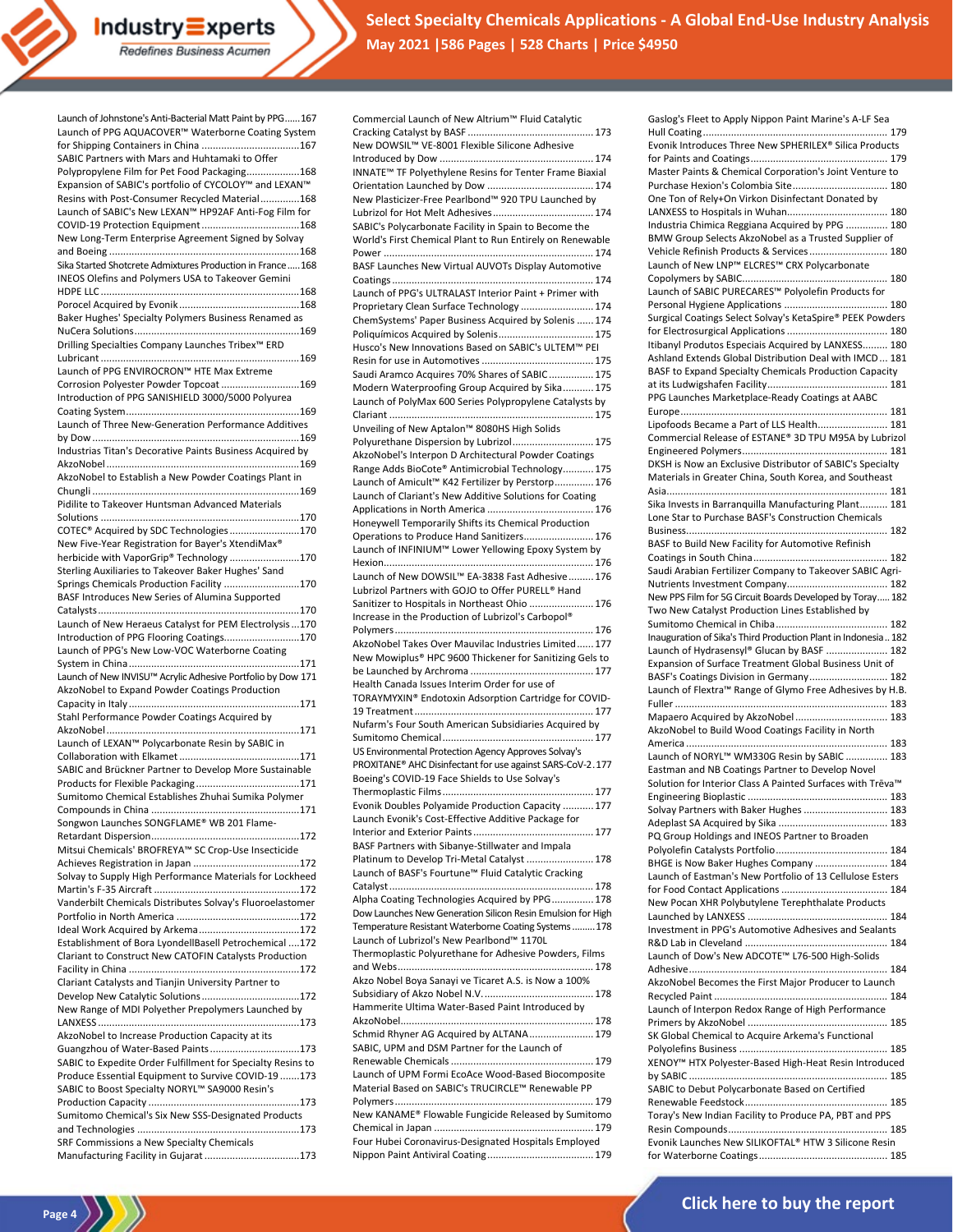Launch of Johnstone's Anti-Bacterial Matt Paint by PPG......167
Launch of PPG AQUACOVER™ Waterborne Coating System for Shipping Containers in China ....................................167
SABIC Partners with Mars and Huhtamaki to Offer Polypropylene Film for Pet Food Packaging....................168
Expansion of SABIC's portfolio of CYCOLOY™ and LEXAN™ Resins with Post-Consumer Recycled Material..............168
Launch of SABIC's New LEXAN™ HP92AF Anti-Fog Film for COVID-19 Protection Equipment....................................168
New Long-Term Enterprise Agreement Signed by Solvay and Boeing ....................................................................168
Sika Started Shotcrete Admixtures Production in France .....168
INEOS Olefins and Polymers USA to Takeover Gemini HDPE LLC........................................................................168
Porocel Acquired by Evonik ............................................168
Baker Hughes' Specialty Polymers Business Renamed as NuCera Solutions............................................................169
Drilling Specialties Company Launches Tribex™ ERD Lubricant .......................................................................169
Launch of PPG ENVIROCRON™ HTE Max Extreme Corrosion Polyester Powder Topcoat .............................169
Introduction of PPG SANISHIELD 3000/5000 Polyurea Coating System..............................................................169
Launch of Three New-Generation Performance Additives by Dow ..........................................................................169
Industrias Titan's Decorative Paints Business Acquired by AkzoNobel .....................................................................169
AkzoNobel to Establish a New Powder Coatings Plant in Chungli ..........................................................................169
Pidilite to Takeover Huntsman Advanced Materials Solutions .......................................................................170
COTEC® Acquired by SDC Technologies ..........................170
New Five-Year Registration for Bayer's XtendiMax® herbicide with VaporGrip® Technology ..........................170
Sterling Auxiliaries to Takeover Baker Hughes' Sand Springs Chemicals Production Facility ............................170
BASF Introduces New Series of Alumina Supported Catalysts........................................................................170
Launch of New Heraeus Catalyst for PEM Electrolysis ....170
Introduction of PPG Flooring Coatings............................170
Launch of PPG's New Low-VOC Waterborne Coating System in China ..............................................................171
Launch of New INVISU™ Acrylic Adhesive Portfolio by Dow 171
AkzoNobel to Expand Powder Coatings Production Capacity in Italy .............................................................171
Stahl Performance Powder Coatings Acquired by AkzoNobel .....................................................................171
Launch of LEXAN™ Polycarbonate Resin by SABIC in Collaboration with Elkamet ............................................171
SABIC and Brückner Partner to Develop More Sustainable Products for Flexible Packaging.....................................171
Sumitomo Chemical Establishes Zhuhai Sumika Polymer Compounds in China .....................................................171
Songwon Launches SONGFLAME® WB 201 Flame-Retardant Dispersion....................................................172
Mitsui Chemicals' BROFREYA™ SC Crop-Use Insecticide Achieves Registration in Japan ......................................172
Solvay to Supply High Performance Materials for Lockheed Martin's F-35 Aircraft ....................................................172
Vanderbilt Chemicals Distributes Solvay's Fluoroelastomer Portfolio in North America ............................................172
Ideal Work Acquired by Arkema ....................................172
Establishment of Bora LyondellBasell Petrochemical .....172
Clariant to Construct New CATOFIN Catalysts Production Facility in China .............................................................172
Clariant Catalysts and Tianjin University Partner to Develop New Catalytic Solutions ...................................172
New Range of MDI Polyether Prepolymers Launched by LANXESS ........................................................................173
AkzoNobel to Increase Production Capacity at its Guangzhou of Water-Based Paints................................173
SABIC to Expedite Order Fulfillment for Specialty Resins to Produce Essential Equipment to Survive COVID-19 .......173
SABIC to Boost Specialty NORYL™ SA9000 Resin's Production Capacity ......................................................173
Sumitomo Chemical's Six New SSS-Designated Products and Technologies .........................................................173
SRF Commissions a New Specialty Chemicals Manufacturing Facility in Gujarat ..................................173
Commercial Launch of New Altrium™ Fluid Catalytic Cracking Catalyst by BASF ............................................173
New DOWSIL™ VE-8001 Flexible Silicone Adhesive Introduced by Dow .......................................................174
INNATE™ TF Polyethylene Resins for Tenter Frame Biaxial Orientation Launched by Dow .....................................174
New Plasticizer-Free Pearlbond™ 920 TPU Launched by Lubrizol for Hot Melt Adhesives....................................174
SABIC's Polycarbonate Facility in Spain to Become the World's First Chemical Plant to Run Entirely on Renewable Power ..........................................................................174
BASF Launches New Virtual AUVOTs Display Automotive Coatings .......................................................................174
Launch of PPG's ULTRALAST Interior Paint + Primer with Proprietary Clean Surface Technology ..........................174
ChemSystems' Paper Business Acquired by Solenis ......174
Poliquímicos Acquired by Solenis.................................175
Husco's New Innovations Based on SABIC's ULTEM™ PEI Resin for use in Automotives .......................................175
Saudi Aramco Acquires 70% Shares of SABIC ................175
Modern Waterproofing Group Acquired by Sika...........175
Launch of PolyMax 600 Series Polypropylene Catalysts by Clariant ........................................................................175
Unveiling of New Aptalon™ 8080HS High Solids Polyurethane Dispersion by Lubrizol.............................175
AkzoNobel's Interpon D Architectural Powder Coatings Range Adds BioCote® Antimicrobial Technology...........175
Launch of Amicult™ K42 Fertilizer by Perstorp.............176
Launch of Clariant's New Additive Solutions for Coating Applications in North America ......................................176
Honeywell Temporarily Shifts its Chemical Production Operations to Produce Hand Sanitizers.........................176
Launch of INFINIUM™ Lower Yellowing Epoxy System by Hexion..........................................................................176
Launch of New DOWSIL™ EA-3838 Fast Adhesive .........176
Lubrizol Partners with GOJO to Offer PURELL® Hand Sanitizer to Hospitals in Northeast Ohio .......................176
Increase in the Production of Lubrizol's Carbopol® Polymers ......................................................................176
AkzoNobel Takes Over Mauvilac Industries Limited ......177
New Mowiplus® HPC 9600 Thickener for Sanitizing Gels to be Launched by Archroma ............................................177
Health Canada Issues Interim Order for use of TORAYMYXIN® Endotoxin Adsorption Cartridge for COVID-19 Treatment ...............................................................177
Nufarm's Four South American Subsidiaries Acquired by Sumitomo Chemical .....................................................177
US Environmental Protection Agency Approves Solvay's PROXITANE® AHC Disinfectant for use against SARS-CoV-2 .177
Boeing's COVID-19 Face Shields to Use Solvay's Thermoplastic Films.....................................................177
Evonik Doubles Polyamide Production Capacity ...........177
Launch Evonik's Cost-Effective Additive Package for Interior and Exterior Paints...........................................177
BASF Partners with Sibanye-Stillwater and Impala Platinum to Develop Tri-Metal Catalyst ........................178
Launch of BASF's Fourtune™ Fluid Catalytic Cracking Catalyst ........................................................................178
Alpha Coating Technologies Acquired by PPG...............178
Dow Launches New Generation Silicon Resin Emulsion for High Temperature Resistant Waterborne Coating Systems .........178
Launch of Lubrizol's New Pearlbond™ 1170L Thermoplastic Polyurethane for Adhesive Powders, Films and Webs.....................................................................178
Akzo Nobel Boya Sanayi ve Ticaret A.S. is Now a 100% Subsidiary of Akzo Nobel N.V.........................................178
Hammerite Ultima Water-Based Paint Introduced by AkzoNobel....................................................................178
Schmid Rhyner AG Acquired by ALTANA.......................179
SABIC, UPM and DSM Partner for the Launch of Renewable Chemicals ..................................................179
Launch of UPM Formi EcoAce Wood-Based Biocomposite Material Based on SABIC's TRUCIRCLE™ Renewable PP Polymers ......................................................................179
New KANAME® Flowable Fungicide Released by Sumitomo Chemical in Japan ........................................................179
Four Hubei Coronavirus-Designated Hospitals Employed Nippon Paint Antiviral Coating......................................179
Gaslog's Fleet to Apply Nippon Paint Marine's A-LF Sea Hull Coating.................................................................179
Evonik Introduces Three New SPHERILEX® Silica Products for Paints and Coatings................................................179
Master Paints & Chemical Corporation's Joint Venture to Purchase Hexion's Colombia Site.................................180
One Ton of Rely+On Virkon Disinfectant Donated by LANXESS to Hospitals in Wuhan....................................180
Industria Chimica Reggiana Acquired by PPG ...............180
BMW Group Selects AkzoNobel as a Trusted Supplier of Vehicle Refinish Products & Services............................180
Launch of New LNP™ ELCRES™ CRX Polycarbonate Copolymers by SABIC...................................................180
Launch of SABIC PURECARES™ Polyolefin Products for Personal Hygiene Applications .....................................180
Surgical Coatings Select Solvay's KetaSpire® PEEK Powders for Electrosurgical Applications ....................................180
Itibanyl Produtos Especiais Acquired by LANXESS.........180
Ashland Extends Global Distribution Deal with IMCD ... 181
BASF to Expand Specialty Chemicals Production Capacity at its Ludwigshafen Facility...........................................181
PPG Launches Marketplace-Ready Coatings at AABC Europe.........................................................................181
Lipofoods Became a Part of LLS Health.........................181
Commercial Release of ESTANE® 3D TPU M95A by Lubrizol Engineered Polymers...................................................181
DKSH is Now an Exclusive Distributor of SABIC's Specialty Materials in Greater China, South Korea, and Southeast Asia...............................................................................181
Sika Invests in Barranquilla Manufacturing Plant..........181
Lone Star to Purchase BASF's Construction Chemicals Business......................................................................182
BASF to Build New Facility for Automotive Refinish Coatings in South China................................................182
Saudi Arabian Fertilizer Company to Takeover SABIC Agri-Nutrients Investment Company...................................182
New PPS Film for 5G Circuit Boards Developed by Toray..... 182
Two New Catalyst Production Lines Established by Sumitomo Chemical in Chiba........................................182
Inauguration of Sika's Third Production Plant in Indonesia .. 182
Launch of Hydrasensyl® Glucan by BASF .....................182
Expansion of Surface Treatment Global Business Unit of BASF's Coatings Division in Germany............................182
Launch of Flextra™ Range of Glymo Free Adhesives by H.B. Fuller ...........................................................................183
Mapaero Acquired by AkzoNobel .................................183
AkzoNobel to Build Wood Coatings Facility in North America ........................................................................183
Launch of NORYL™ WM330G Resin by SABIC ..............183
Eastman and NB Coatings Partner to Develop Novel Solution for Interior Class A Painted Surfaces with Trēva™ Engineering Bioplastic .................................................183
Solvay Partners with Baker Hughes ..............................183
Adeplast SA Acquired by Sika .......................................183
PQ Group Holdings and INEOS Partner to Broaden Polyolefin Catalysts Portfolio........................................184
BHGE is Now Baker Hughes Company ..........................184
Launch of Eastman's New Portfolio of 13 Cellulose Esters for Food Contact Applications ......................................184
New Pocan XHR Polybutylene Terephthalate Products Launched by LANXESS .................................................184
Investment in PPG's Automotive Adhesives and Sealants R&D Lab in Cleveland ..................................................184
Launch of Dow's New ADCOTE™ L76-500 High-Solids Adhesive......................................................................184
AkzoNobel Becomes the First Major Producer to Launch Recycled Paint .............................................................184
Launch of Interpon Redox Range of High Performance Primers by AkzoNobel .................................................185
SK Global Chemical to Acquire Arkema's Functional Polyolefins Business ....................................................185
XENOY™ HTX Polyester-Based High-Heat Resin Introduced by SABIC .......................................................................185
SABIC to Debut Polycarbonate Based on Certified Renewable Feedstock..................................................185
Toray's New Indian Facility to Produce PA, PBT and PPS Resin Compounds........................................................185
Evonik Launches New SILIKOFTAL® HTW 3 Silicone Resin for Waterborne Coatings..............................................185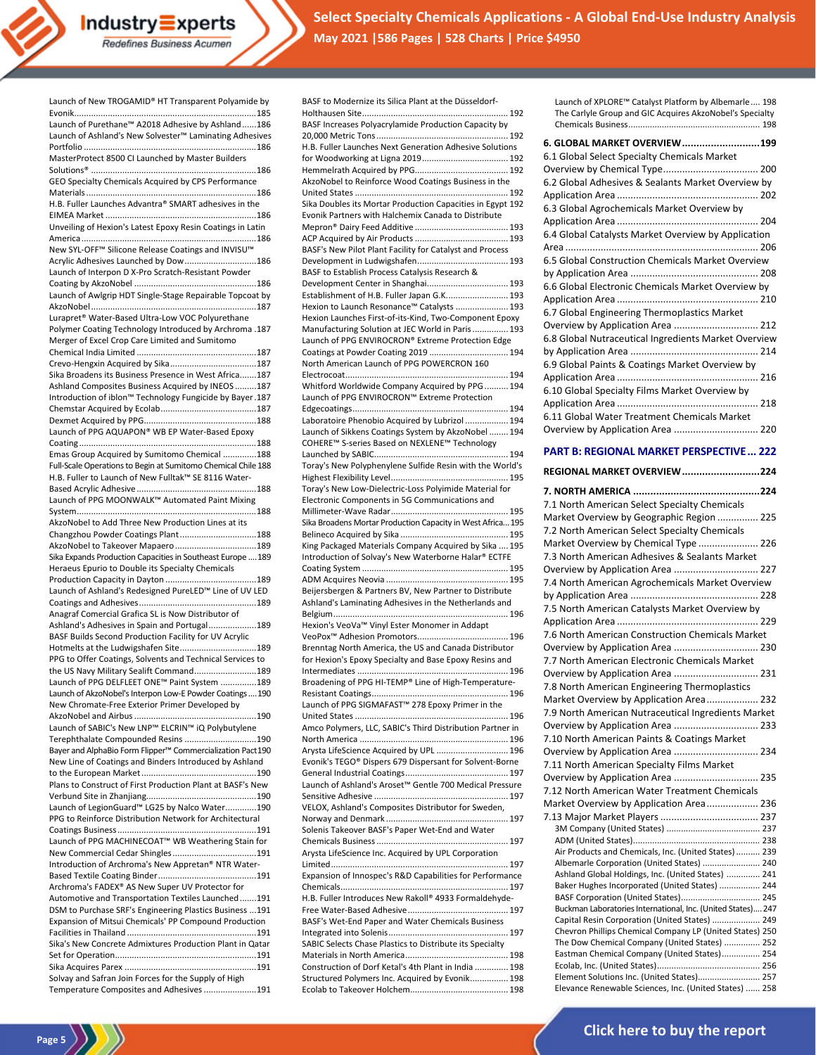Launch of New TROGAMID® HT Transparent Polyamide by Evonik ........ 185
Launch of Purethane™ A2018 Adhesive by Ashland ........ 186
Launch of Ashland's New Solvester™ Laminating Adhesives Portfolio ........ 186
MasterProtect 8500 CI Launched by Master Builders Solutions® ........ 186
GEO Specialty Chemicals Acquired by CPS Performance Materials ........ 186
H.B. Fuller Launches Advantra® SMART adhesives in the EIMEA Market ........ 186
Unveiling of Hexion's Latest Epoxy Resin Coatings in Latin America ........ 186
New SYL-OFF™ Silicone Release Coatings and INVISU™ Acrylic Adhesives Launched by Dow ........ 186
Launch of Interpon D X-Pro Scratch-Resistant Powder Coating by AkzoNobel ........ 186
Launch of Awlgrip HDT Single-Stage Repairable Topcoat by AkzoNobel ........ 187
Lurapret® Water-Based Ultra-Low VOC Polyurethane Polymer Coating Technology Introduced by Archroma ........ 187
Merger of Excel Crop Care Limited and Sumitomo Chemical India Limited ........ 187
Crevo-Hengxin Acquired by Sika ........ 187
Sika Broadens its Business Presence in West Africa ........ 187
Ashland Composites Business Acquired by INEOS ........ 187
Introduction of iblon™ Technology Fungicide by Bayer ........ 187
Chemstar Acquired by Ecolab ........ 187
Dexmet Acquired by PPG ........ 188
Launch of PPG AQUAPON® WB EP Water-Based Epoxy Coating ........ 188
Emas Group Acquired by Sumitomo Chemical ........ 188
Full-Scale Operations to Begin at Sumitomo Chemical Chile ........ 188
H.B. Fuller to Launch of New Fulltak™ SE 8116 Water-Based Acrylic Adhesive ........ 188
Launch of PPG MOONWALK™ Automated Paint Mixing System ........ 188
AkzoNobel to Add Three New Production Lines at its Changzhou Powder Coatings Plant ........ 188
AkzoNobel to Takeover Mapaero ........ 189
Sika Expands Production Capacities in Southeast Europe ........ 189
Heraeus Epurio to Double its Specialty Chemicals Production Capacity in Dayton ........ 189
Launch of Ashland's Redesigned PureLED™ Line of UV LED Coatings and Adhesives ........ 189
Anagraf Comercial Grafica SL is Now Distributor of Ashland's Adhesives in Spain and Portugal ........ 189
BASF Builds Second Production Facility for UV Acrylic Hotmelts at the Ludwigshafen Site ........ 189
PPG to Offer Coatings, Solvents and Technical Services to the US Navy Military Sealift Command ........ 189
Launch of PPG DELFLEET ONE™ Paint System ........ 189
Launch of AkzoNobel's Interpon Low-E Powder Coatings ........ 190
New Chromate-Free Exterior Primer Developed by AkzoNobel and Airbus ........ 190
Launch of SABIC's New LNP™ ELCRIN™ iQ Polybutylene Terephthalate Compounded Resins ........ 190
Bayer and AlphaBio Form Flipper™ Commercialization Pact ........ 190
New Line of Coatings and Binders Introduced by Ashland to the European Market ........ 190
Plans to Construct of First Production Plant at BASF's New Verbund Site in Zhanjiang ........ 190
Launch of LegionGuard™ LG25 by Nalco Water ........ 190
PPG to Reinforce Distribution Network for Architectural Coatings Business ........ 191
Launch of PPG MACHINECOAT™ WB Weathering Stain for New Commercial Cedar Shingles ........ 191
Introduction of Archroma's New Appretan® NTR Water-Based Textile Coating Binder ........ 191
Archroma's FADEX® AS New Super UV Protector for Automotive and Transportation Textiles Launched ........ 191
DSM to Purchase SRF's Engineering Plastics Business ........ 191
Expansion of Mitsui Chemicals' PP Compound Production Facilities in Thailand ........ 191
Sika's New Concrete Admixtures Production Plant in Qatar Set for Operation ........ 191
Sika Acquires Parex ........ 191
Solvay and Safran Join Forces for the Supply of High Temperature Composites and Adhesives ........ 191
BASF to Modernize its Silica Plant at the Düsseldorf-Holthausen Site ........ 192
BASF Increases Polyacrylamide Production Capacity by 20,000 Metric Tons ........ 192
H.B. Fuller Launches Next Generation Adhesive Solutions for Woodworking at Ligna 2019 ........ 192
Hemmelrath Acquired by PPG ........ 192
AkzoNobel to Reinforce Wood Coatings Business in the United States ........ 192
Sika Doubles its Mortar Production Capacities in Egypt ........ 192
Evonik Partners with Halchemix Canada to Distribute Mepron® Dairy Feed Additive ........ 193
ACP Acquired by Air Products ........ 193
BASF's New Pilot Plant Facility for Catalyst and Process Development in Ludwigshafen ........ 193
BASF to Establish Process Catalysis Research & Development Center in Shanghai ........ 193
Establishment of H.B. Fuller Japan G.K. ........ 193
Hexion to Launch Resonance™ Catalysts ........ 193
Hexion Launches First-of-its-Kind, Two-Component Epoxy Manufacturing Solution at JEC World in Paris ........ 193
Launch of PPG ENVIROCRON® Extreme Protection Edge Coatings at Powder Coating 2019 ........ 194
North American Launch of PPG POWERCRON 160 Electrocoat ........ 194
Whitford Worldwide Company Acquired by PPG ........ 194
Launch of PPG ENVIROCRON™ Extreme Protection Edgecoatings ........ 194
Laboratoire Phenobio Acquired by Lubrizol ........ 194
Launch of Sikkens Coatings System by AkzoNobel ........ 194
COHERE™ S-series Based on NEXLENE™ Technology Launched by SABIC ........ 194
Toray's New Polyphenylene Sulfide Resin with the World's Highest Flexibility Level ........ 195
Toray's New Low-Dielectric-Loss Polyimide Material for Electronic Components in 5G Communications and Millimeter-Wave Radar ........ 195
Sika Broadens Mortar Production Capacity in West Africa ........ 195
Belineco Acquired by Sika ........ 195
King Packaged Materials Company Acquired by Sika ........ 195
Introduction of Solvay's New Waterborne Halar® ECTFE Coating System ........ 195
ADM Acquires Neovia ........ 195
Beijersbergen & Partners BV, New Partner to Distribute Ashland's Laminating Adhesives in the Netherlands and Belgium ........ 196
Hexion's VeoVa™ Vinyl Ester Monomer in Addapt VeoPox™ Adhesion Promotors ........ 196
Brenntag North America, the US and Canada Distributor for Hexion's Epoxy Specialty and Base Epoxy Resins and Intermediates ........ 196
Broadening of PPG HI-TEMP® Line of High-Temperature-Resistant Coatings ........ 196
Launch of PPG SIGMAFAST™ 278 Epoxy Primer in the United States ........ 196
Amco Polymers, LLC, SABIC's Third Distribution Partner in North America ........ 196
Arysta LifeScience Acquired by UPL ........ 196
Evonik's TEGO® Dispers 679 Dispersant for Solvent-Borne General Industrial Coatings ........ 197
Launch of Ashland's Aroset™ Gentle 700 Medical Pressure Sensitive Adhesive ........ 197
VELOX, Ashland's Composites Distributor for Sweden, Norway and Denmark ........ 197
Solenis Takeover BASF's Paper Wet-End and Water Chemicals Business ........ 197
Arysta LifeScience Inc. Acquired by UPL Corporation Limited ........ 197
Expansion of Innospec's R&D Capabilities for Performance Chemicals ........ 197
H.B. Fuller Introduces New Rakoll® 4933 Formaldehyde-Free Water-Based Adhesive ........ 197
BASF's Wet-End Paper and Water Chemicals Business Integrated into Solenis ........ 197
SABIC Selects Chase Plastics to Distribute its Specialty Materials in North America ........ 198
Construction of Dorf Ketal's 4th Plant in India ........ 198
Structured Polymers Inc. Acquired by Evonik ........ 198
Ecolab to Takeover Holchem ........ 198
Launch of XPLORE™ Catalyst Platform by Albemarle ........ 198
The Carlyle Group and GIC Acquires AkzoNobel's Specialty Chemicals Business ........ 198

**6. GLOBAL MARKET OVERVIEW ........ 199**

6.1 Global Select Specialty Chemicals Market Overview by Chemical Type ........ 200
6.2 Global Adhesives & Sealants Market Overview by Application Area ........ 202
6.3 Global Agrochemicals Market Overview by Application Area ........ 204
6.4 Global Catalysts Market Overview by Application Area ........ 206
6.5 Global Construction Chemicals Market Overview by Application Area ........ 208
6.6 Global Electronic Chemicals Market Overview by Application Area ........ 210
6.7 Global Engineering Thermoplastics Market Overview by Application Area ........ 212
6.8 Global Nutraceutical Ingredients Market Overview by Application Area ........ 214
6.9 Global Paints & Coatings Market Overview by Application Area ........ 216
6.10 Global Specialty Films Market Overview by Application Area ........ 218
6.11 Global Water Treatment Chemicals Market Overview by Application Area ........ 220

## PART B: REGIONAL MARKET PERSPECTIVE ... 222

**REGIONAL MARKET OVERVIEW ........ 224**

**7. NORTH AMERICA ........ 224**

7.1 North American Select Specialty Chemicals Market Overview by Geographic Region ........ 225
7.2 North American Select Specialty Chemicals Market Overview by Chemical Type ........ 226
7.3 North American Adhesives & Sealants Market Overview by Application Area ........ 227
7.4 North American Agrochemicals Market Overview by Application Area ........ 228
7.5 North American Catalysts Market Overview by Application Area ........ 229
7.6 North American Construction Chemicals Market Overview by Application Area ........ 230
7.7 North American Electronic Chemicals Market Overview by Application Area ........ 231
7.8 North American Engineering Thermoplastics Market Overview by Application Area ........ 232
7.9 North American Nutraceutical Ingredients Market Overview by Application Area ........ 233
7.10 North American Paints & Coatings Market Overview by Application Area ........ 234
7.11 North American Specialty Films Market Overview by Application Area ........ 235
7.12 North American Water Treatment Chemicals Market Overview by Application Area ........ 236
7.13 Major Market Players ........ 237

3M Company (United States) ........ 237
ADM (United States) ........ 238
Air Products and Chemicals, Inc. (United States) ........ 239
Albemarle Corporation (United States) ........ 240
Ashland Global Holdings, Inc. (United States) ........ 241
Baker Hughes Incorporated (United States) ........ 244
BASF Corporation (United States) ........ 245
Buckman Laboratories International, Inc. (United States) ........ 247
Capital Resin Corporation (United States) ........ 249
Chevron Phillips Chemical Company LP (United States) ........ 250
The Dow Chemical Company (United States) ........ 252
Eastman Chemical Company (United States) ........ 254
Ecolab, Inc. (United States) ........ 256
Element Solutions Inc. (United States) ........ 257
Elevance Renewable Sciences, Inc. (United States) ........ 258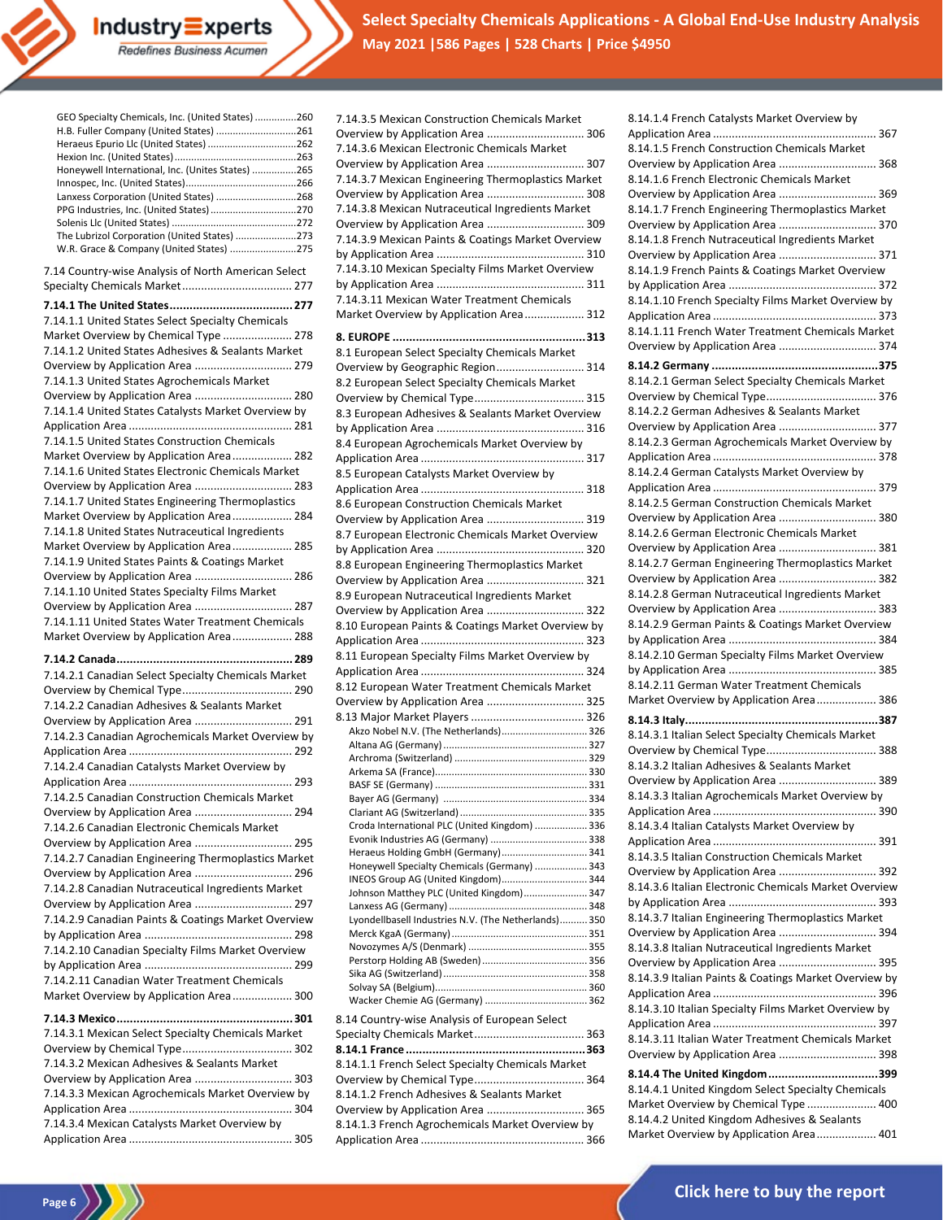GEO Specialty Chemicals, Inc. (United States) .............. 260
H.B. Fuller Company (United States) ............................. 261
Heraeus Epurio Llc (United States) ................................ 262
Hexion Inc. (United States) ............................................ 263
Honeywell International, Inc. (Unites States) ................ 265
Innospec, Inc. (United States) ........................................ 266
Lanxess Corporation (United States) ............................. 268
PPG Industries, Inc. (United States) ............................... 270
Solenis Llc (United States) ............................................. 272
The Lubrizol Corporation (United States) ...................... 273
W.R. Grace & Company (United States) ........................ 275

7.14 Country-wise Analysis of North American Select Specialty Chemicals Market ................................... 277

**7.14.1 The United States ..................................... 277**

7.14.1.1 United States Select Specialty Chemicals Market Overview by Chemical Type ...................... 278
7.14.1.2 United States Adhesives & Sealants Market Overview by Application Area ............................... 279
7.14.1.3 United States Agrochemicals Market Overview by Application Area ............................... 280
7.14.1.4 United States Catalysts Market Overview by Application Area .................................................... 281
7.14.1.5 United States Construction Chemicals Market Overview by Application Area ................... 282
7.14.1.6 United States Electronic Chemicals Market Overview by Application Area ............................... 283
7.14.1.7 United States Engineering Thermoplastics Market Overview by Application Area ................... 284
7.14.1.8 United States Nutraceutical Ingredients Market Overview by Application Area ................... 285
7.14.1.9 United States Paints & Coatings Market Overview by Application Area ............................... 286
7.14.1.10 United States Specialty Films Market Overview by Application Area ............................... 287
7.14.1.11 United States Water Treatment Chemicals Market Overview by Application Area ................... 288

**7.14.2 Canada ..................................................... 289**

7.14.2.1 Canadian Select Specialty Chemicals Market Overview by Chemical Type .................................. 290
7.14.2.2 Canadian Adhesives & Sealants Market Overview by Application Area ............................... 291
7.14.2.3 Canadian Agrochemicals Market Overview by Application Area .................................................... 292
7.14.2.4 Canadian Catalysts Market Overview by Application Area .................................................... 293
7.14.2.5 Canadian Construction Chemicals Market Overview by Application Area ............................... 294
7.14.2.6 Canadian Electronic Chemicals Market Overview by Application Area ............................... 295
7.14.2.7 Canadian Engineering Thermoplastics Market Overview by Application Area ............................... 296
7.14.2.8 Canadian Nutraceutical Ingredients Market Overview by Application Area ............................... 297
7.14.2.9 Canadian Paints & Coatings Market Overview by Application Area ............................................... 298
7.14.2.10 Canadian Specialty Films Market Overview by Application Area ............................................... 299
7.14.2.11 Canadian Water Treatment Chemicals Market Overview by Application Area ................... 300

**7.14.3 Mexico ..................................................... 301**

7.14.3.1 Mexican Select Specialty Chemicals Market Overview by Chemical Type .................................. 302
7.14.3.2 Mexican Adhesives & Sealants Market Overview by Application Area ............................... 303
7.14.3.3 Mexican Agrochemicals Market Overview by Application Area .................................................... 304
7.14.3.4 Mexican Catalysts Market Overview by Application Area .................................................... 305
7.14.3.5 Mexican Construction Chemicals Market Overview by Application Area ............................... 306
7.14.3.6 Mexican Electronic Chemicals Market Overview by Application Area ............................... 307
7.14.3.7 Mexican Engineering Thermoplastics Market Overview by Application Area ............................... 308
7.14.3.8 Mexican Nutraceutical Ingredients Market Overview by Application Area ............................... 309
7.14.3.9 Mexican Paints & Coatings Market Overview by Application Area ............................................... 310
7.14.3.10 Mexican Specialty Films Market Overview by Application Area ............................................... 311
7.14.3.11 Mexican Water Treatment Chemicals Market Overview by Application Area ................... 312

**8. EUROPE ......................................................... 313**

8.1 European Select Specialty Chemicals Market Overview by Geographic Region ............................ 314
8.2 European Select Specialty Chemicals Market Overview by Chemical Type .................................. 315
8.3 European Adhesives & Sealants Market Overview by Application Area ............................................... 316
8.4 European Agrochemicals Market Overview by Application Area .................................................... 317
8.5 European Catalysts Market Overview by Application Area .................................................... 318
8.6 European Construction Chemicals Market Overview by Application Area ............................... 319
8.7 European Electronic Chemicals Market Overview by Application Area ............................................... 320
8.8 European Engineering Thermoplastics Market Overview by Application Area ............................... 321
8.9 European Nutraceutical Ingredients Market Overview by Application Area ............................... 322
8.10 European Paints & Coatings Market Overview by Application Area .................................................... 323
8.11 European Specialty Films Market Overview by Application Area .................................................... 324
8.12 European Water Treatment Chemicals Market Overview by Application Area ............................... 325
8.13 Major Market Players .................................... 326

Akzo Nobel N.V. (The Netherlands) .............................. 326
Altana AG (Germany) .................................................... 327
Archroma (Switzerland) ................................................ 329
Arkema SA (France) ....................................................... 330
BASF SE (Germany) ....................................................... 331
Bayer AG (Germany) ..................................................... 334
Clariant AG (Switzerland) ............................................. 335
Croda International PLC (United Kingdom) .................. 336
Evonik Industries AG (Germany) .................................. 338
Heraeus Holding GmbH (Germany) ............................... 341
Honeywell Specialty Chemicals (Germany) .................. 343
INEOS Group AG (United Kingdom) .............................. 344
Johnson Matthey PLC (United Kingdom) ...................... 347
Lanxess AG (Germany) .................................................. 348
Lyondellbasell Industries N.V. (The Netherlands) ......... 350
Merck KgaA (Germany) ................................................. 351
Novozymes A/S (Denmark) ........................................... 355
Perstorp Holding AB (Sweden) ...................................... 356
Sika AG (Switzerland) .................................................... 358
Solvay SA (Belgium) ...................................................... 360
Wacker Chemie AG (Germany) ..................................... 362

8.14 Country-wise Analysis of European Select Specialty Chemicals Market ................................... 363

**8.14.1 France ..................................................... 363**

8.14.1.1 French Select Specialty Chemicals Market Overview by Chemical Type .................................. 364
8.14.1.2 French Adhesives & Sealants Market Overview by Application Area ............................... 365
8.14.1.3 French Agrochemicals Market Overview by Application Area .................................................... 366
8.14.1.4 French Catalysts Market Overview by Application Area .................................................... 367
8.14.1.5 French Construction Chemicals Market Overview by Application Area ............................... 368
8.14.1.6 French Electronic Chemicals Market Overview by Application Area ............................... 369
8.14.1.7 French Engineering Thermoplastics Market Overview by Application Area ............................... 370
8.14.1.8 French Nutraceutical Ingredients Market Overview by Application Area ............................... 371
8.14.1.9 French Paints & Coatings Market Overview by Application Area ............................................... 372
8.14.1.10 French Specialty Films Market Overview by Application Area .................................................... 373
8.14.1.11 French Water Treatment Chemicals Market Overview by Application Area ............................... 374

**8.14.2 Germany ................................................. 375**

8.14.2.1 German Select Specialty Chemicals Market Overview by Chemical Type .................................. 376
8.14.2.2 German Adhesives & Sealants Market Overview by Application Area ............................... 377
8.14.2.3 German Agrochemicals Market Overview by Application Area .................................................... 378
8.14.2.4 German Catalysts Market Overview by Application Area .................................................... 379
8.14.2.5 German Construction Chemicals Market Overview by Application Area ............................... 380
8.14.2.6 German Electronic Chemicals Market Overview by Application Area ............................... 381
8.14.2.7 German Engineering Thermoplastics Market Overview by Application Area ............................... 382
8.14.2.8 German Nutraceutical Ingredients Market Overview by Application Area ............................... 383
8.14.2.9 German Paints & Coatings Market Overview by Application Area ............................................... 384
8.14.2.10 German Specialty Films Market Overview by Application Area ............................................... 385
8.14.2.11 German Water Treatment Chemicals Market Overview by Application Area ................... 386

**8.14.3 Italy ......................................................... 387**

8.14.3.1 Italian Select Specialty Chemicals Market Overview by Chemical Type .................................. 388
8.14.3.2 Italian Adhesives & Sealants Market Overview by Application Area ............................... 389
8.14.3.3 Italian Agrochemicals Market Overview by Application Area .................................................... 390
8.14.3.4 Italian Catalysts Market Overview by Application Area .................................................... 391
8.14.3.5 Italian Construction Chemicals Market Overview by Application Area ............................... 392
8.14.3.6 Italian Electronic Chemicals Market Overview by Application Area ............................................... 393
8.14.3.7 Italian Engineering Thermoplastics Market Overview by Application Area ............................... 394
8.14.3.8 Italian Nutraceutical Ingredients Market Overview by Application Area ............................... 395
8.14.3.9 Italian Paints & Coatings Market Overview by Application Area .................................................... 396
8.14.3.10 Italian Specialty Films Market Overview by Application Area .................................................... 397
8.14.3.11 Italian Water Treatment Chemicals Market Overview by Application Area ............................... 398

**8.14.4 The United Kingdom ................................ 399**

8.14.4.1 United Kingdom Select Specialty Chemicals Market Overview by Chemical Type ...................... 400
8.14.4.2 United Kingdom Adhesives & Sealants Market Overview by Application Area ................... 401

Click here to buy the report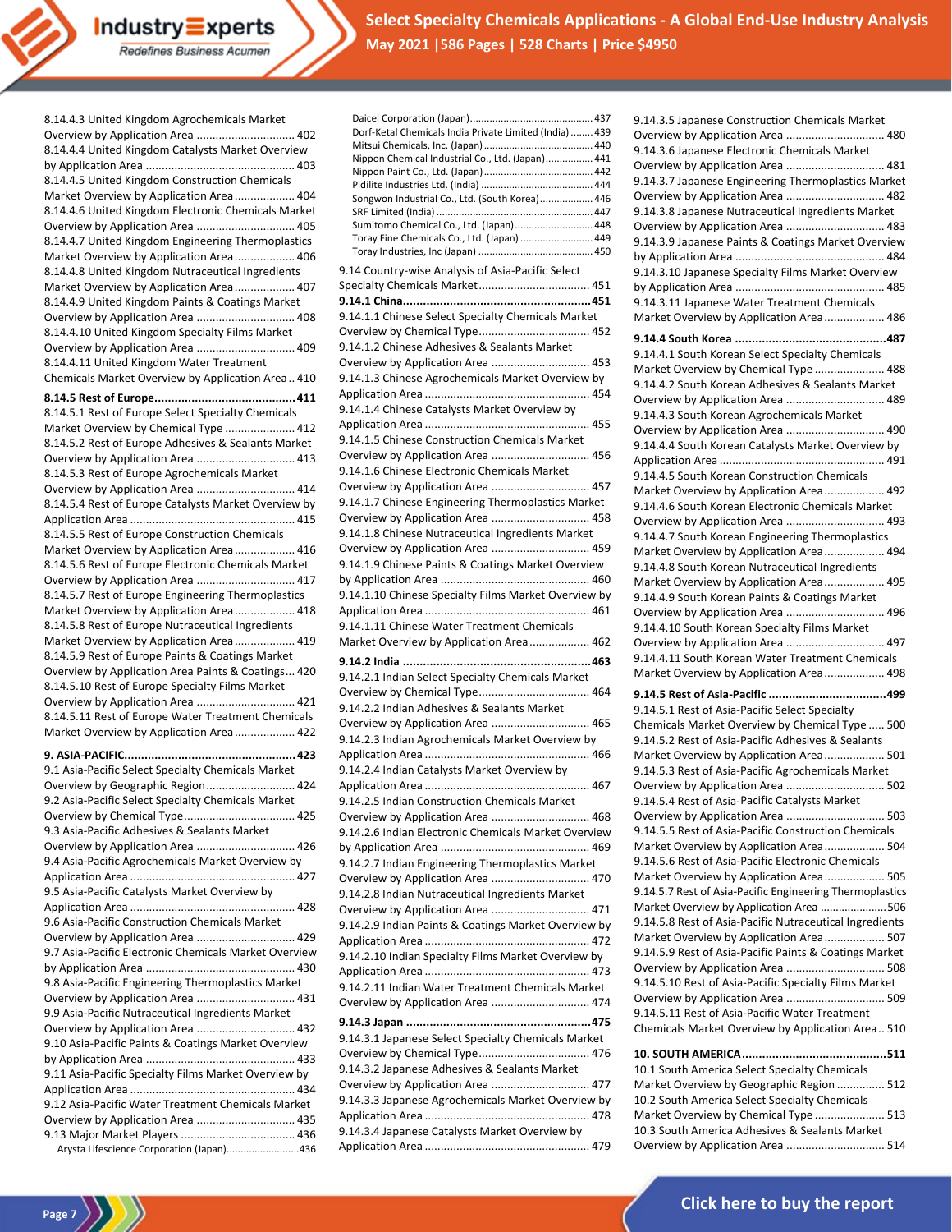8.14.4.3 United Kingdom Agrochemicals Market Overview by Application Area ............................... 402
8.14.4.4 United Kingdom Catalysts Market Overview by Application Area ............................................... 403
8.14.4.5 United Kingdom Construction Chemicals Market Overview by Application Area ................... 404
8.14.4.6 United Kingdom Electronic Chemicals Market Overview by Application Area ............................... 405
8.14.4.7 United Kingdom Engineering Thermoplastics Market Overview by Application Area ................... 406
8.14.4.8 United Kingdom Nutraceutical Ingredients Market Overview by Application Area ................... 407
8.14.4.9 United Kingdom Paints & Coatings Market Overview by Application Area ............................... 408
8.14.4.10 United Kingdom Specialty Films Market Overview by Application Area ............................... 409
8.14.4.11 United Kingdom Water Treatment Chemicals Market Overview by Application Area .. 410

**8.14.5 Rest of Europe.......................................... 411**
8.14.5.1 Rest of Europe Select Specialty Chemicals Market Overview by Chemical Type ...................... 412
8.14.5.2 Rest of Europe Adhesives & Sealants Market Overview by Application Area ............................... 413
8.14.5.3 Rest of Europe Agrochemicals Market Overview by Application Area ............................... 414
8.14.5.4 Rest of Europe Catalysts Market Overview by Application Area ................................................... 415
8.14.5.5 Rest of Europe Construction Chemicals Market Overview by Application Area ................... 416
8.14.5.6 Rest of Europe Electronic Chemicals Market Overview by Application Area ............................... 417
8.14.5.7 Rest of Europe Engineering Thermoplastics Market Overview by Application Area ................... 418
8.14.5.8 Rest of Europe Nutraceutical Ingredients Market Overview by Application Area ................... 419
8.14.5.9 Rest of Europe Paints & Coatings Market Overview by Application Area Paints & Coatings... 420
8.14.5.10 Rest of Europe Specialty Films Market Overview by Application Area ............................... 421
8.14.5.11 Rest of Europe Water Treatment Chemicals Market Overview by Application Area ................... 422

**9. ASIA-PACIFIC................................................... 423**
9.1 Asia-Pacific Select Specialty Chemicals Market Overview by Geographic Region............................ 424
9.2 Asia-Pacific Select Specialty Chemicals Market Overview by Chemical Type.................................. 425
9.3 Asia-Pacific Adhesives & Sealants Market Overview by Application Area ............................... 426
9.4 Asia-Pacific Agrochemicals Market Overview by Application Area ................................................... 427
9.5 Asia-Pacific Catalysts Market Overview by Application Area ................................................... 428
9.6 Asia-Pacific Construction Chemicals Market Overview by Application Area ............................... 429
9.7 Asia-Pacific Electronic Chemicals Market Overview by Application Area ............................................... 430
9.8 Asia-Pacific Engineering Thermoplastics Market Overview by Application Area ............................... 431
9.9 Asia-Pacific Nutraceutical Ingredients Market Overview by Application Area ............................... 432
9.10 Asia-Pacific Paints & Coatings Market Overview by Application Area ............................................... 433
9.11 Asia-Pacific Specialty Films Market Overview by Application Area ................................................... 434
9.12 Asia-Pacific Water Treatment Chemicals Market Overview by Application Area ............................... 435
9.13 Major Market Players .................................... 436
Arysta Lifescience Corporation (Japan)..........................436
Daicel Corporation (Japan)........................................... 437
Dorf-Ketal Chemicals India Private Limited (India) ........ 439
Mitsui Chemicals, Inc. (Japan)...................................... 440
Nippon Chemical Industrial Co., Ltd. (Japan)................. 441
Nippon Paint Co., Ltd. (Japan)...................................... 442
Pidilite Industries Ltd. (India) ....................................... 444
Songwon Industrial Co., Ltd. (South Korea).................. 446
SRF Limited (India) ....................................................... 447
Sumitomo Chemical Co., Ltd. (Japan)........................... 448
Toray Fine Chemicals Co., Ltd. (Japan) ......................... 449
Toray Industries, Inc (Japan) ........................................ 450

9.14 Country-wise Analysis of Asia-Pacific Select Specialty Chemicals Market................................... 451

**9.14.1 China.......................................................451**
9.14.1.1 Chinese Select Specialty Chemicals Market Overview by Chemical Type................................... 452
9.14.1.2 Chinese Adhesives & Sealants Market Overview by Application Area ............................... 453
9.14.1.3 Chinese Agrochemicals Market Overview by Application Area ................................................... 454
9.14.1.4 Chinese Catalysts Market Overview by Application Area ................................................... 455
9.14.1.5 Chinese Construction Chemicals Market Overview by Application Area ............................... 456
9.14.1.6 Chinese Electronic Chemicals Market Overview by Application Area ............................... 457
9.14.1.7 Chinese Engineering Thermoplastics Market Overview by Application Area ............................... 458
9.14.1.8 Chinese Nutraceutical Ingredients Market Overview by Application Area ............................... 459
9.14.1.9 Chinese Paints & Coatings Market Overview by Application Area ............................................... 460
9.14.1.10 Chinese Specialty Films Market Overview by Application Area ................................................... 461
9.14.1.11 Chinese Water Treatment Chemicals Market Overview by Application Area................... 462

**9.14.2 India ........................................................463**
9.14.2.1 Indian Select Specialty Chemicals Market Overview by Chemical Type................................... 464
9.14.2.2 Indian Adhesives & Sealants Market Overview by Application Area ............................... 465
9.14.2.3 Indian Agrochemicals Market Overview by Application Area ................................................... 466
9.14.2.4 Indian Catalysts Market Overview by Application Area ................................................... 467
9.14.2.5 Indian Construction Chemicals Market Overview by Application Area ............................... 468
9.14.2.6 Indian Electronic Chemicals Market Overview by Application Area ............................................... 469
9.14.2.7 Indian Engineering Thermoplastics Market Overview by Application Area ............................... 470
9.14.2.8 Indian Nutraceutical Ingredients Market Overview by Application Area ............................... 471
9.14.2.9 Indian Paints & Coatings Market Overview by Application Area ................................................... 472
9.14.2.10 Indian Specialty Films Market Overview by Application Area ................................................... 473
9.14.2.11 Indian Water Treatment Chemicals Market Overview by Application Area ............................... 474

**9.14.3 Japan .......................................................475**
9.14.3.1 Japanese Select Specialty Chemicals Market Overview by Chemical Type................................... 476
9.14.3.2 Japanese Adhesives & Sealants Market Overview by Application Area ............................... 477
9.14.3.3 Japanese Agrochemicals Market Overview by Application Area ................................................... 478
9.14.3.4 Japanese Catalysts Market Overview by Application Area ................................................... 479
9.14.3.5 Japanese Construction Chemicals Market Overview by Application Area ............................... 480
9.14.3.6 Japanese Electronic Chemicals Market Overview by Application Area ............................... 481
9.14.3.7 Japanese Engineering Thermoplastics Market Overview by Application Area ............................... 482
9.14.3.8 Japanese Nutraceutical Ingredients Market Overview by Application Area ............................... 483
9.14.3.9 Japanese Paints & Coatings Market Overview by Application Area ............................................... 484
9.14.3.10 Japanese Specialty Films Market Overview by Application Area ............................................... 485
9.14.3.11 Japanese Water Treatment Chemicals Market Overview by Application Area................... 486

**9.14.4 South Korea .............................................487**
9.14.4.1 South Korean Select Specialty Chemicals Market Overview by Chemical Type ...................... 488
9.14.4.2 South Korean Adhesives & Sealants Market Overview by Application Area ............................... 489
9.14.4.3 South Korean Agrochemicals Market Overview by Application Area ............................... 490
9.14.4.4 South Korean Catalysts Market Overview by Application Area ................................................... 491
9.14.4.5 South Korean Construction Chemicals Market Overview by Application Area................... 492
9.14.4.6 South Korean Electronic Chemicals Market Overview by Application Area ............................... 493
9.14.4.7 South Korean Engineering Thermoplastics Market Overview by Application Area................... 494
9.14.4.8 South Korean Nutraceutical Ingredients Market Overview by Application Area................... 495
9.14.4.9 South Korean Paints & Coatings Market Overview by Application Area ............................... 496
9.14.4.10 South Korean Specialty Films Market Overview by Application Area ............................... 497
9.14.4.11 South Korean Water Treatment Chemicals Market Overview by Application Area................... 498

**9.14.5 Rest of Asia-Pacific ..................................499**
9.14.5.1 Rest of Asia-Pacific Select Specialty Chemicals Market Overview by Chemical Type ..... 500
9.14.5.2 Rest of Asia-Pacific Adhesives & Sealants Market Overview by Application Area................... 501
9.14.5.3 Rest of Asia-Pacific Agrochemicals Market Overview by Application Area ............................... 502
9.14.5.4 Rest of Asia-Pacific Catalysts Market Overview by Application Area ............................... 503
9.14.5.5 Rest of Asia-Pacific Construction Chemicals Market Overview by Application Area................... 504
9.14.5.6 Rest of Asia-Pacific Electronic Chemicals Market Overview by Application Area................... 505
9.14.5.7 Rest of Asia-Pacific Engineering Thermoplastics Market Overview by Application Area ..................... 506
9.14.5.8 Rest of Asia-Pacific Nutraceutical Ingredients Market Overview by Application Area................... 507
9.14.5.9 Rest of Asia-Pacific Paints & Coatings Market Overview by Application Area ............................... 508
9.14.5.10 Rest of Asia-Pacific Specialty Films Market Overview by Application Area ............................... 509
9.14.5.11 Rest of Asia-Pacific Water Treatment Chemicals Market Overview by Application Area .. 510

**10. SOUTH AMERICA...........................................511**
10.1 South America Select Specialty Chemicals Market Overview by Geographic Region ............... 512
10.2 South America Select Specialty Chemicals Market Overview by Chemical Type ...................... 513
10.3 South America Adhesives & Sealants Market Overview by Application Area ............................... 514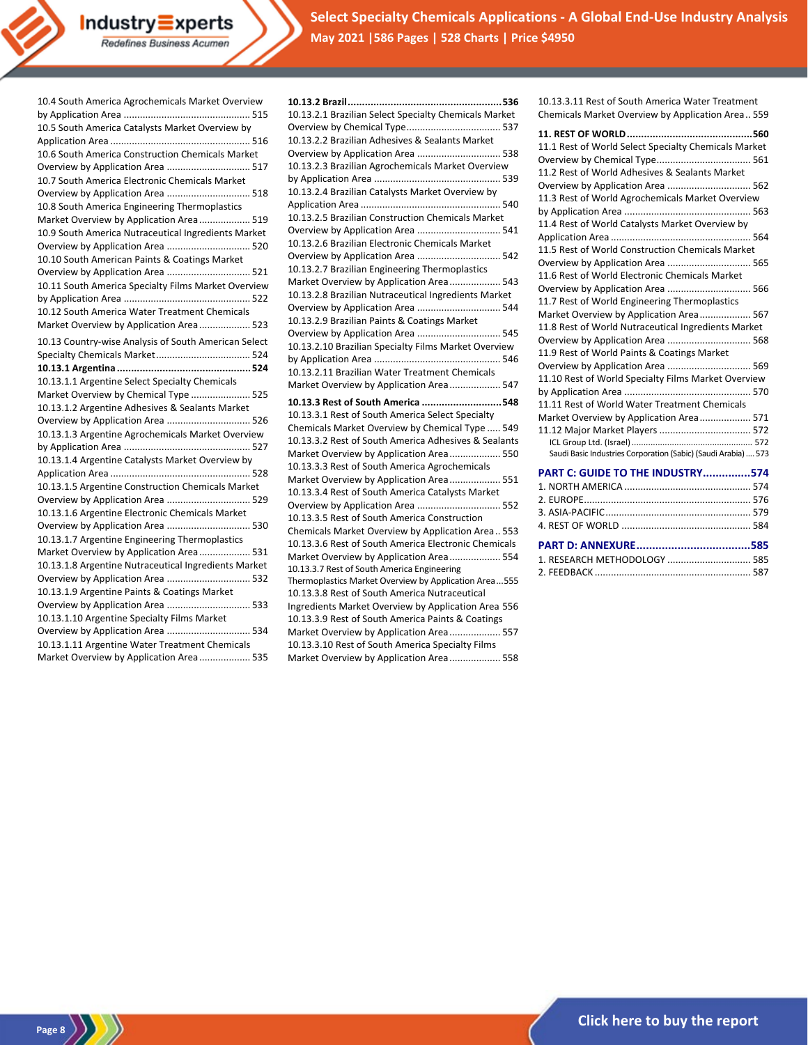10.4 South America Agrochemicals Market Overview by Application Area ............................................ 515
10.5 South America Catalysts Market Overview by Application Area ............................................ 516
10.6 South America Construction Chemicals Market Overview by Application Area ............................ 517
10.7 South America Electronic Chemicals Market Overview by Application Area ............................ 518
10.8 South America Engineering Thermoplastics Market Overview by Application Area .................. 519
10.9 South America Nutraceutical Ingredients Market Overview by Application Area ............................ 520
10.10 South American Paints & Coatings Market Overview by Application Area ............................ 521
10.11 South America Specialty Films Market Overview by Application Area ............................................ 522
10.12 South America Water Treatment Chemicals Market Overview by Application Area .................. 523

10.13 Country-wise Analysis of South American Select Specialty Chemicals Market .................................. 524

**10.13.1 Argentina ............................................ 524**

10.13.1.1 Argentine Select Specialty Chemicals Market Overview by Chemical Type ...................... 525
10.13.1.2 Argentine Adhesives & Sealants Market Overview by Application Area ............................ 526
10.13.1.3 Argentine Agrochemicals Market Overview by Application Area ............................................ 527
10.13.1.4 Argentine Catalysts Market Overview by Application Area ............................................ 528
10.13.1.5 Argentine Construction Chemicals Market Overview by Application Area ............................ 529
10.13.1.6 Argentine Electronic Chemicals Market Overview by Application Area ............................ 530
10.13.1.7 Argentine Engineering Thermoplastics Market Overview by Application Area .................. 531
10.13.1.8 Argentine Nutraceutical Ingredients Market Overview by Application Area ............................ 532
10.13.1.9 Argentine Paints & Coatings Market Overview by Application Area ............................ 533
10.13.1.10 Argentine Specialty Films Market Overview by Application Area ............................ 534
10.13.1.11 Argentine Water Treatment Chemicals Market Overview by Application Area .................. 535

**10.13.2 Brazil ............................................ 536**

10.13.2.1 Brazilian Select Specialty Chemicals Market Overview by Chemical Type .................................. 537
10.13.2.2 Brazilian Adhesives & Sealants Market Overview by Application Area ............................ 538
10.13.2.3 Brazilian Agrochemicals Market Overview by Application Area ............................................ 539
10.13.2.4 Brazilian Catalysts Market Overview by Application Area ............................................ 540
10.13.2.5 Brazilian Construction Chemicals Market Overview by Application Area ............................ 541
10.13.2.6 Brazilian Electronic Chemicals Market Overview by Application Area ............................ 542
10.13.2.7 Brazilian Engineering Thermoplastics Market Overview by Application Area .................. 543
10.13.2.8 Brazilian Nutraceutical Ingredients Market Overview by Application Area ............................ 544
10.13.2.9 Brazilian Paints & Coatings Market Overview by Application Area ............................ 545
10.13.2.10 Brazilian Specialty Films Market Overview by Application Area ............................................ 546
10.13.2.11 Brazilian Water Treatment Chemicals Market Overview by Application Area .................. 547

**10.13.3 Rest of South America ............................ 548**

10.13.3.1 Rest of South America Select Specialty Chemicals Market Overview by Chemical Type ..... 549
10.13.3.2 Rest of South America Adhesives & Sealants Market Overview by Application Area .................. 550
10.13.3.3 Rest of South America Agrochemicals Market Overview by Application Area .................. 551
10.13.3.4 Rest of South America Catalysts Market Overview by Application Area ............................ 552
10.13.3.5 Rest of South America Construction Chemicals Market Overview by Application Area .. 553
10.13.3.6 Rest of South America Electronic Chemicals Market Overview by Application Area .................. 554
10.13.3.7 Rest of South America Engineering Thermoplastics Market Overview by Application Area ...555
10.13.3.8 Rest of South America Nutraceutical Ingredients Market Overview by Application Area 556
10.13.3.9 Rest of South America Paints & Coatings Market Overview by Application Area .................. 557
10.13.3.10 Rest of South America Specialty Films Market Overview by Application Area .................. 558
10.13.3.11 Rest of South America Water Treatment Chemicals Market Overview by Application Area .. 559

**11. REST OF WORLD ............................................ 560**

11.1 Rest of World Select Specialty Chemicals Market Overview by Chemical Type .................................. 561
11.2 Rest of World Adhesives & Sealants Market Overview by Application Area ............................ 562
11.3 Rest of World Agrochemicals Market Overview by Application Area ............................................ 563
11.4 Rest of World Catalysts Market Overview by Application Area ............................................ 564
11.5 Rest of World Construction Chemicals Market Overview by Application Area ............................ 565
11.6 Rest of World Electronic Chemicals Market Overview by Application Area ............................ 566
11.7 Rest of World Engineering Thermoplastics Market Overview by Application Area .................. 567
11.8 Rest of World Nutraceutical Ingredients Market Overview by Application Area ............................ 568
11.9 Rest of World Paints & Coatings Market Overview by Application Area ............................ 569
11.10 Rest of World Specialty Films Market Overview by Application Area ............................................ 570
11.11 Rest of World Water Treatment Chemicals Market Overview by Application Area .................. 571
11.12 Major Market Players .................................. 572

ICL Group Ltd. (Israel) ............................................ 572
Saudi Basic Industries Corporation (Sabic) (Saudi Arabia) .... 573

**PART C: GUIDE TO THE INDUSTRY ............... 574**

1. NORTH AMERICA ............................................ 574
2. EUROPE ............................................ 576
3. ASIA-PACIFIC ............................................ 579
4. REST OF WORLD ............................................ 584

**PART D: ANNEXURE ............................................ 585**

1. RESEARCH METHODOLOGY ............................ 585
2. FEEDBACK ............................................ 587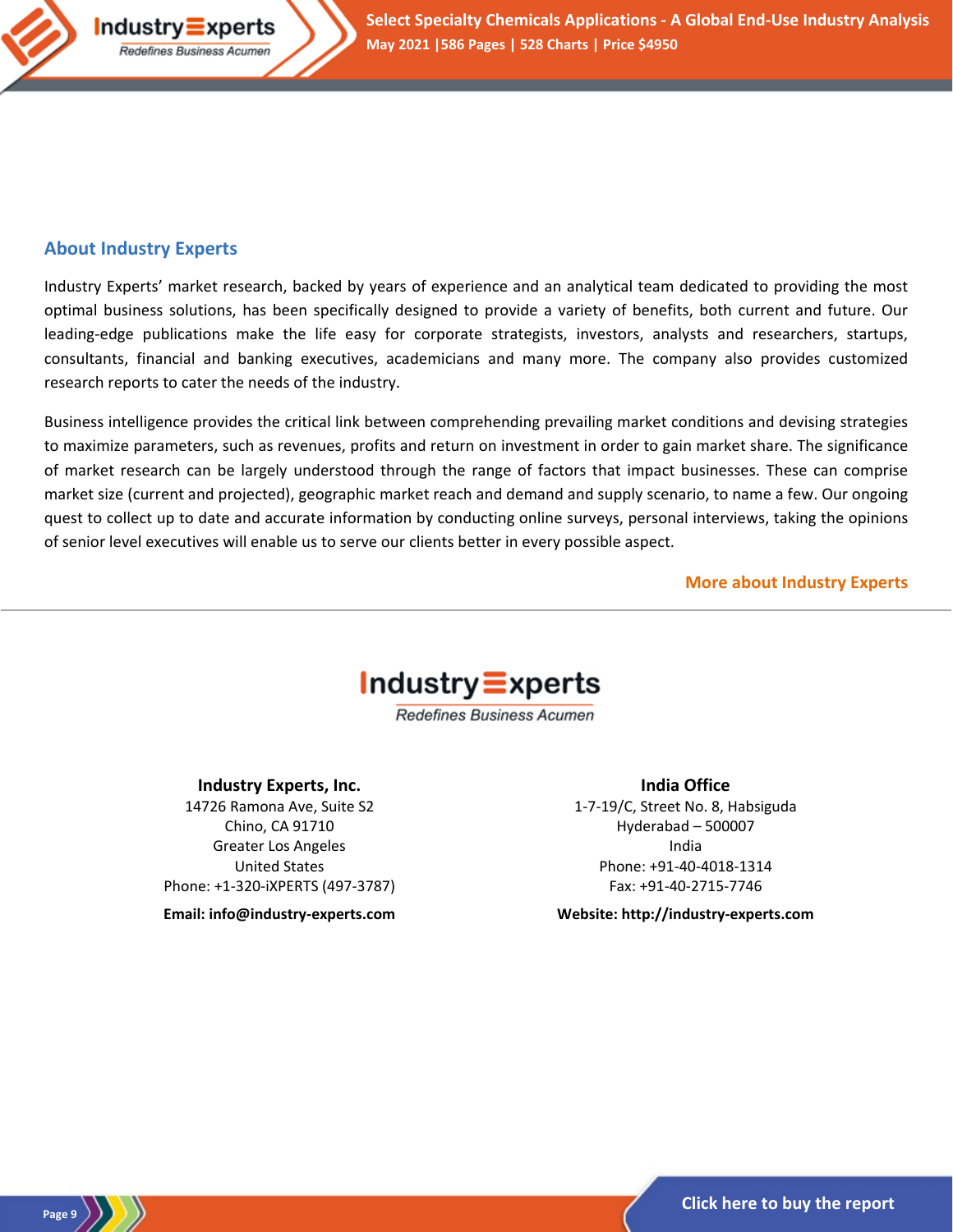## About Industry Experts

Industry Experts' market research, backed by years of experience and an analytical team dedicated to providing the most optimal business solutions, has been specifically designed to provide a variety of benefits, both current and future. Our leading-edge publications make the life easy for corporate strategists, investors, analysts and researchers, startups, consultants, financial and banking executives, academicians and many more. The company also provides customized research reports to cater the needs of the industry.

Business intelligence provides the critical link between comprehending prevailing market conditions and devising strategies to maximize parameters, such as revenues, profits and return on investment in order to gain market share. The significance of market research can be largely understood through the range of factors that impact businesses. These can comprise market size (current and projected), geographic market reach and demand and supply scenario, to name a few. Our ongoing quest to collect up to date and accurate information by conducting online surveys, personal interviews, taking the opinions of senior level executives will enable us to serve our clients better in every possible aspect.

**More about Industry Experts**

Industry Experts
Redefines Business Acumen

**Industry Experts, Inc.**
14726 Ramona Ave, Suite S2
Chino, CA 91710
Greater Los Angeles
United States
Phone: +1-320-iXPERTS (497-3787)

**Email: info@industry-experts.com**

**India Office**
1-7-19/C, Street No. 8, Habsiguda
Hyderabad – 500007
India
Phone: +91-40-4018-1314
Fax: +91-40-2715-7746

**Website: http://industry-experts.com**

**Click here to buy the report**